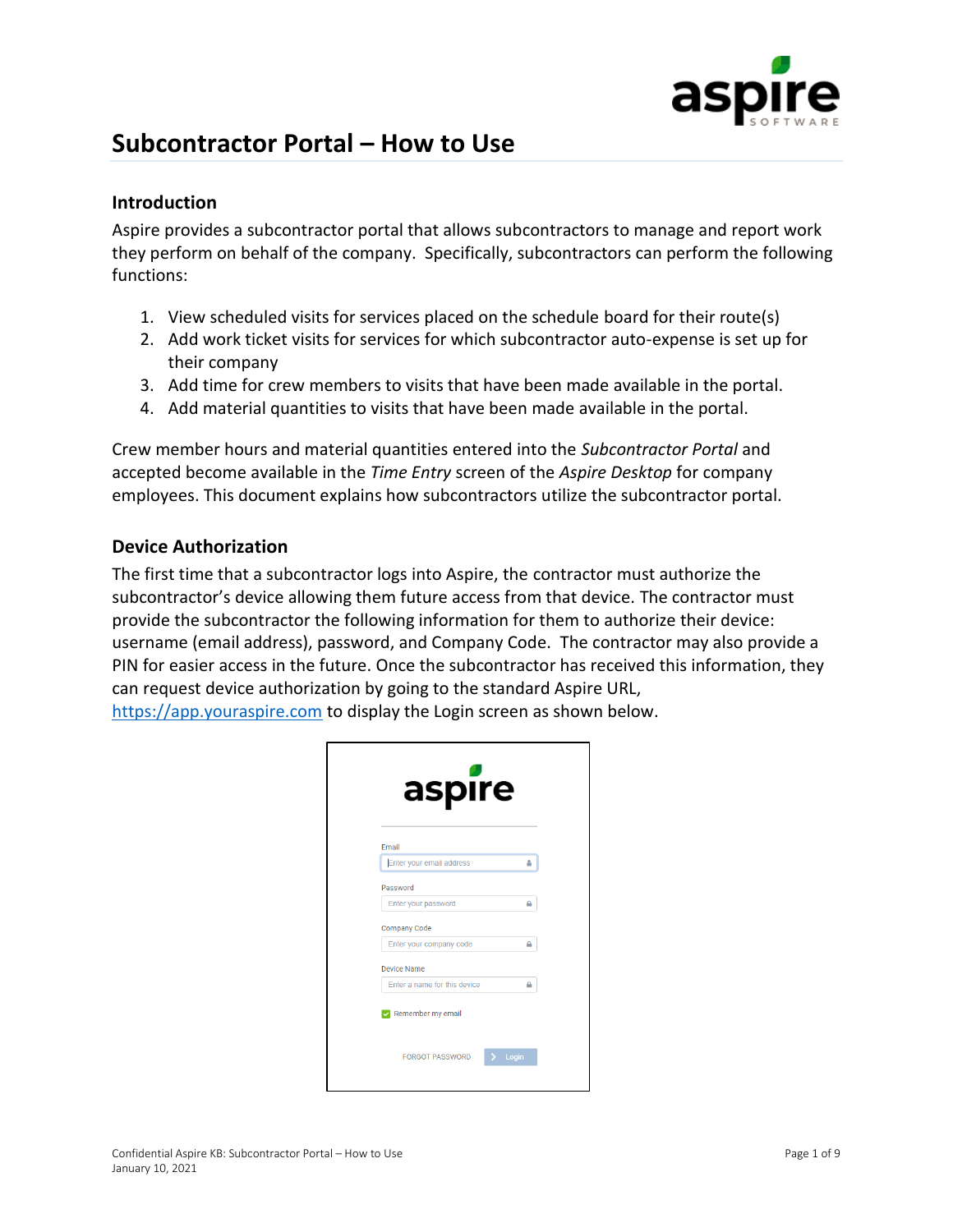# Subcontractor Portal – How to Use

## Introduction

Aspire provides a subcontractor portal that allows subcontractors to manage and report work they perform on behalf of the company. Specifically, subcontractors can perform the following functions:

1. View scheduled visits for services placed on the schedule board for their route(s)
2. Add work ticket visits for services for which subcontractor auto-expense is set up for their company
3. Add time for crew members to visits that have been made available in the portal.
4. Add material quantities to visits that have been made available in the portal.

Crew member hours and material quantities entered into the *Subcontractor Portal* and accepted become available in the *Time Entry* screen of the *Aspire Desktop* for company employees. This document explains how subcontractors utilize the subcontractor portal.

## Device Authorization

The first time that a subcontractor logs into Aspire, the contractor must authorize the subcontractor's device allowing them future access from that device. The contractor must provide the subcontractor the following information for them to authorize their device: username (email address), password, and Company Code. The contractor may also provide a PIN for easier access in the future. Once the subcontractor has received this information, they can request device authorization by going to the standard Aspire URL, [https://app.youraspire.com](https://app.youraspire.com) to display the Login screen as shown below.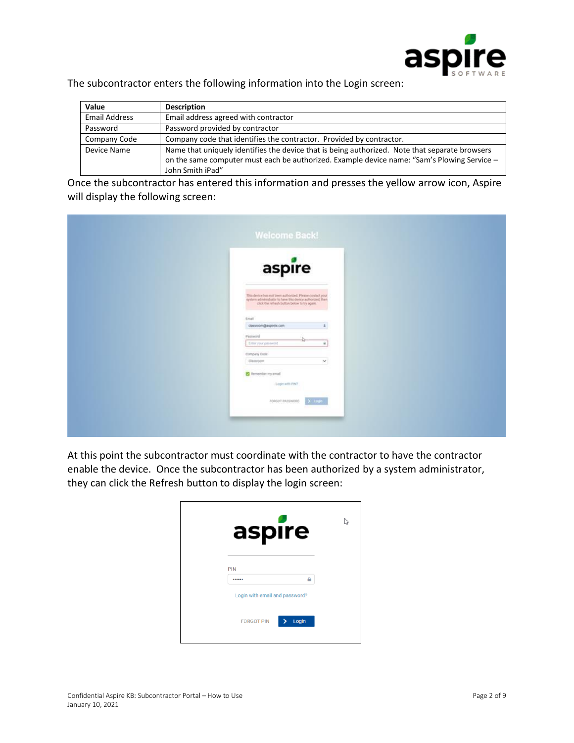The subcontractor enters the following information into the Login screen:

| Value | Description |
| --- | --- |
| Email Address | Email address agreed with contractor |
| Password | Password provided by contractor |
| Company Code | Company code that identifies the contractor. Provided by contractor. |
| Device Name | Name that uniquely identifies the device that is being authorized. Note that separate browsers on the same computer must each be authorized. Example device name: "Sam's Plowing Service – John Smith iPad" |

Once the subcontractor has entered this information and presses the yellow arrow icon, Aspire will display the following screen:

At this point the subcontractor must coordinate with the contractor to have the contractor enable the device. Once the subcontractor has been authorized by a system administrator, they can click the Refresh button to display the login screen: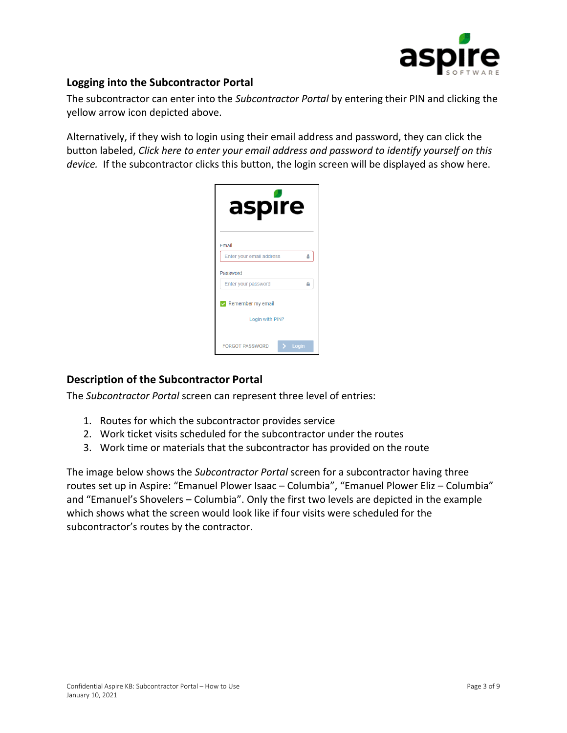## Logging into the Subcontractor Portal

The subcontractor can enter into the *Subcontractor Portal* by entering their PIN and clicking the yellow arrow icon depicted above.

Alternatively, if they wish to login using their email address and password, they can click the button labeled, *Click here to enter your email address and password to identify yourself on this device.* If the subcontractor clicks this button, the login screen will be displayed as show here.

## Description of the Subcontractor Portal

The *Subcontractor Portal* screen can represent three level of entries:

1. Routes for which the subcontractor provides service
2. Work ticket visits scheduled for the subcontractor under the routes
3. Work time or materials that the subcontractor has provided on the route

The image below shows the *Subcontractor Portal* screen for a subcontractor having three routes set up in Aspire: "Emanuel Plower Isaac – Columbia", "Emanuel Plower Eliz – Columbia" and "Emanuel's Shovelers – Columbia". Only the first two levels are depicted in the example which shows what the screen would look like if four visits were scheduled for the subcontractor's routes by the contractor.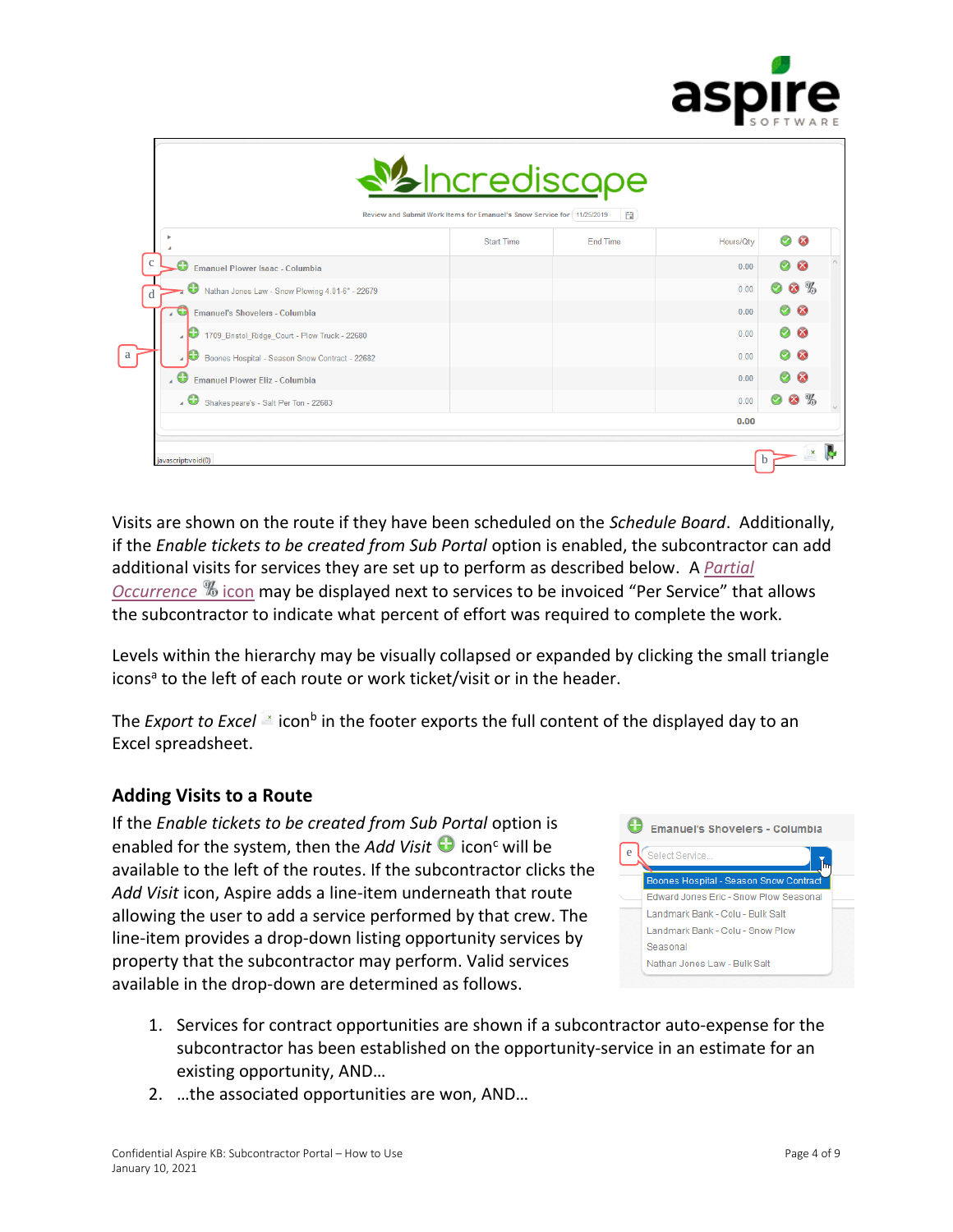Visits are shown on the route if they have been scheduled on the *Schedule Board*. Additionally, if the *Enable tickets to be created from Sub Portal* option is enabled, the subcontractor can add additional visits for services they are set up to perform as described below. A *Partial Occurrence* icon may be displayed next to services to be invoiced "Per Service" that allows the subcontractor to indicate what percent of effort was required to complete the work.

Levels within the hierarchy may be visually collapsed or expanded by clicking the small triangle icons[a] to the left of each route or work ticket/visit or in the header.

The *Export to Excel* icon[b] in the footer exports the full content of the displayed day to an Excel spreadsheet.

## Adding Visits to a Route

If the *Enable tickets to be created from Sub Portal* option is enabled for the system, then the *Add Visit* icon[c] will be available to the left of the routes. If the subcontractor clicks the *Add Visit* icon, Aspire adds a line-item underneath that route allowing the user to add a service performed by that crew. The line-item provides a drop-down listing opportunity services by property that the subcontractor may perform. Valid services available in the drop-down are determined as follows.

1. Services for contract opportunities are shown if a subcontractor auto-expense for the subcontractor has been established on the opportunity-service in an estimate for an existing opportunity, AND…
2. …the associated opportunities are won, AND…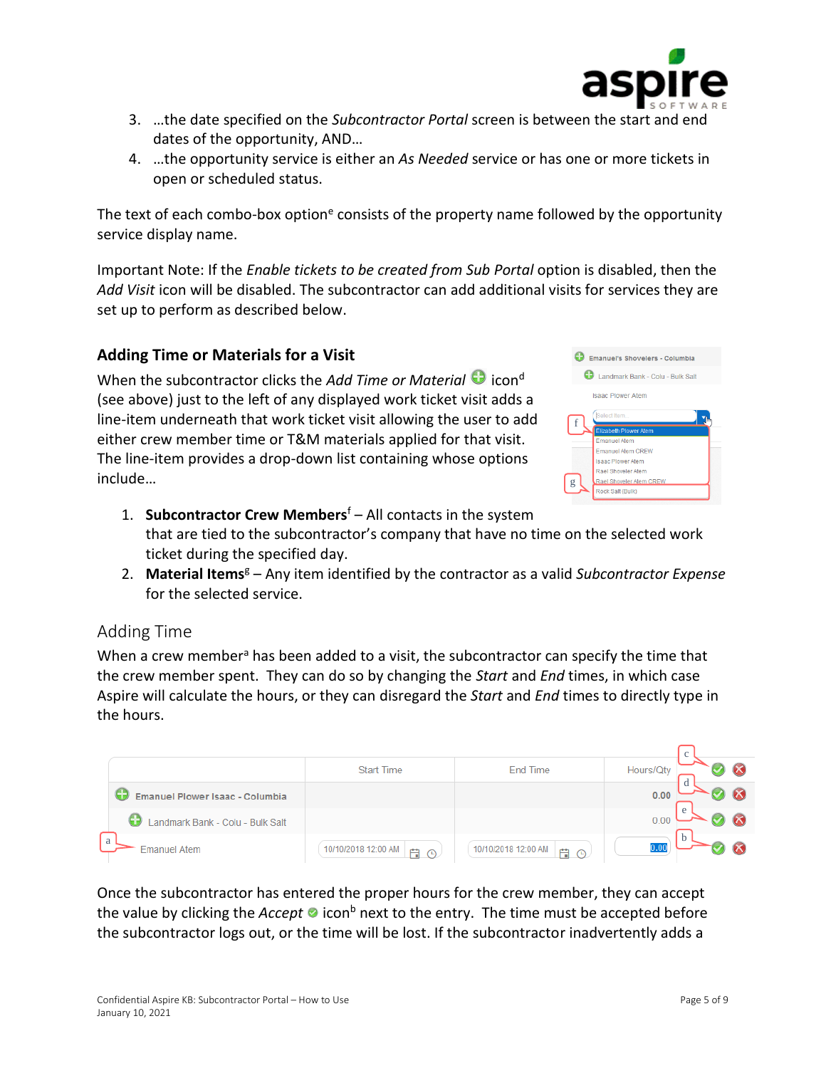3. …the date specified on the *Subcontractor Portal* screen is between the start and end dates of the opportunity, AND…
4. …the opportunity service is either an *As Needed* service or has one or more tickets in open or scheduled status.

The text of each combo-box option[e] consists of the property name followed by the opportunity service display name.

Important Note: If the *Enable tickets to be created from Sub Portal* option is disabled, then the *Add Visit* icon will be disabled. The subcontractor can add additional visits for services they are set up to perform as described below.

### Adding Time or Materials for a Visit

When the subcontractor clicks the *Add Time or Material* icon[d] (see above) just to the left of any displayed work ticket visit adds a line-item underneath that work ticket visit allowing the user to add either crew member time or T&M materials applied for that visit. The line-item provides a drop-down list containing whose options include…

1. **Subcontractor Crew Members**[f] – All contacts in the system that are tied to the subcontractor's company that have no time on the selected work ticket during the specified day.
2. **Material Items**[g] – Any item identified by the contractor as a valid *Subcontractor Expense* for the selected service.

## Adding Time

When a crew member[a] has been added to a visit, the subcontractor can specify the time that the crew member spent. They can do so by changing the *Start* and *End* times, in which case Aspire will calculate the hours, or they can disregard the *Start* and *End* times to directly type in the hours.

Once the subcontractor has entered the proper hours for the crew member, they can accept the value by clicking the *Accept* icon[b] next to the entry. The time must be accepted before the subcontractor logs out, or the time will be lost. If the subcontractor inadvertently adds a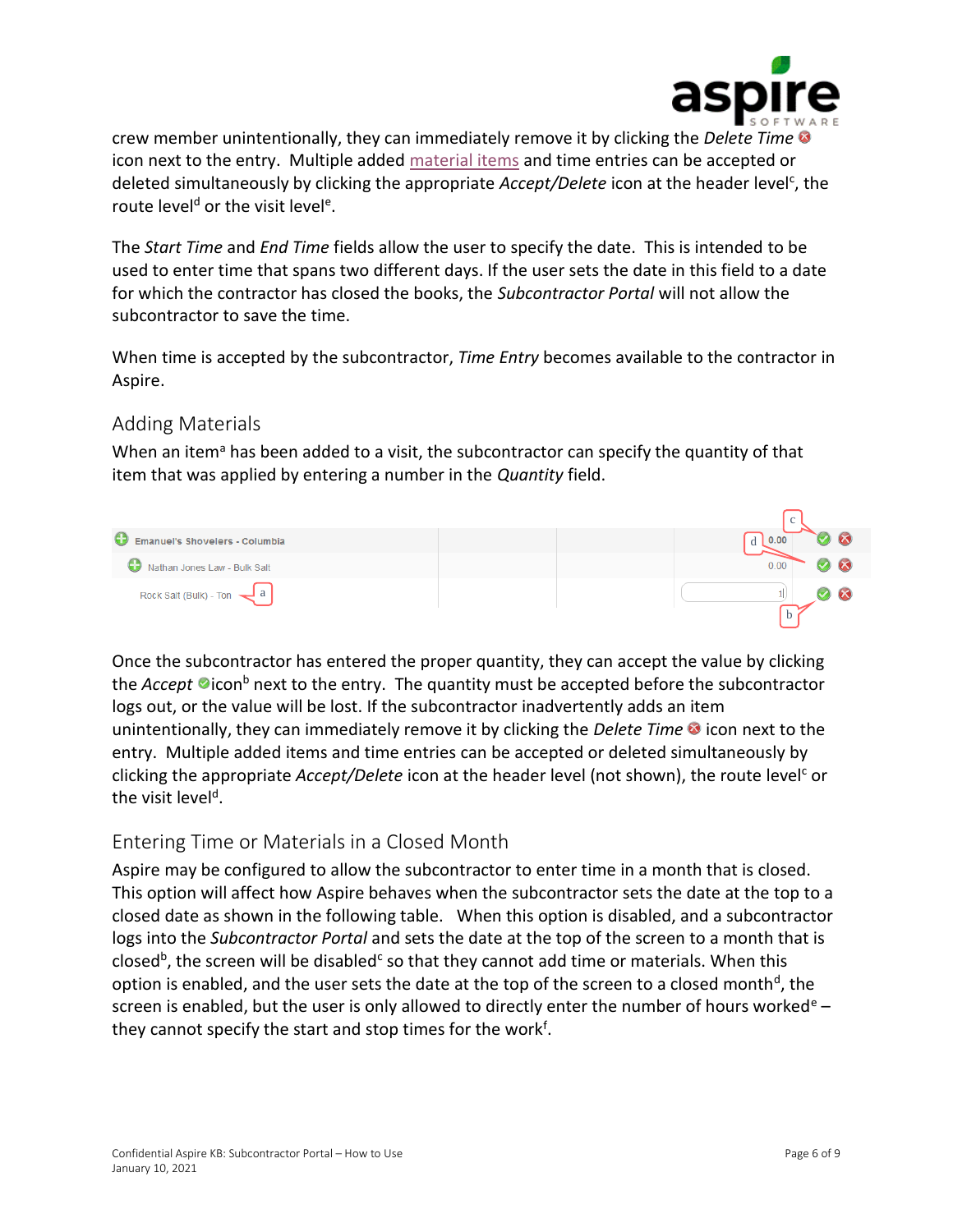crew member unintentionally, they can immediately remove it by clicking the *Delete Time* icon next to the entry. Multiple added material items and time entries can be accepted or deleted simultaneously by clicking the appropriate *Accept/Delete* icon at the header level[c], the route level[d] or the visit level[e].

The *Start Time* and *End Time* fields allow the user to specify the date. This is intended to be used to enter time that spans two different days. If the user sets the date in this field to a date for which the contractor has closed the books, the *Subcontractor Portal* will not allow the subcontractor to save the time.

When time is accepted by the subcontractor, *Time Entry* becomes available to the contractor in Aspire.

## Adding Materials

When an item[a] has been added to a visit, the subcontractor can specify the quantity of that item that was applied by entering a number in the *Quantity* field.

| | | | | |
|---|---|---|---|---|
| Emanuel's Shovelers - Columbia | | | 0.00 [d] | [c] |
| Nathan Jones Law - Bulk Salt | | | 0.00 | |
| Rock Salt (Bulk) - Ton [a] | | | 1 | [b] |

Once the subcontractor has entered the proper quantity, they can accept the value by clicking the *Accept* icon[b] next to the entry. The quantity must be accepted before the subcontractor logs out, or the value will be lost. If the subcontractor inadvertently adds an item unintentionally, they can immediately remove it by clicking the *Delete Time* icon next to the entry. Multiple added items and time entries can be accepted or deleted simultaneously by clicking the appropriate *Accept/Delete* icon at the header level (not shown), the route level[c] or the visit level[d].

## Entering Time or Materials in a Closed Month

Aspire may be configured to allow the subcontractor to enter time in a month that is closed. This option will affect how Aspire behaves when the subcontractor sets the date at the top to a closed date as shown in the following table. When this option is disabled, and a subcontractor logs into the *Subcontractor Portal* and sets the date at the top of the screen to a month that is closed[b], the screen will be disabled[c] so that they cannot add time or materials. When this option is enabled, and the user sets the date at the top of the screen to a closed month[d], the screen is enabled, but the user is only allowed to directly enter the number of hours worked[e] – they cannot specify the start and stop times for the work[f].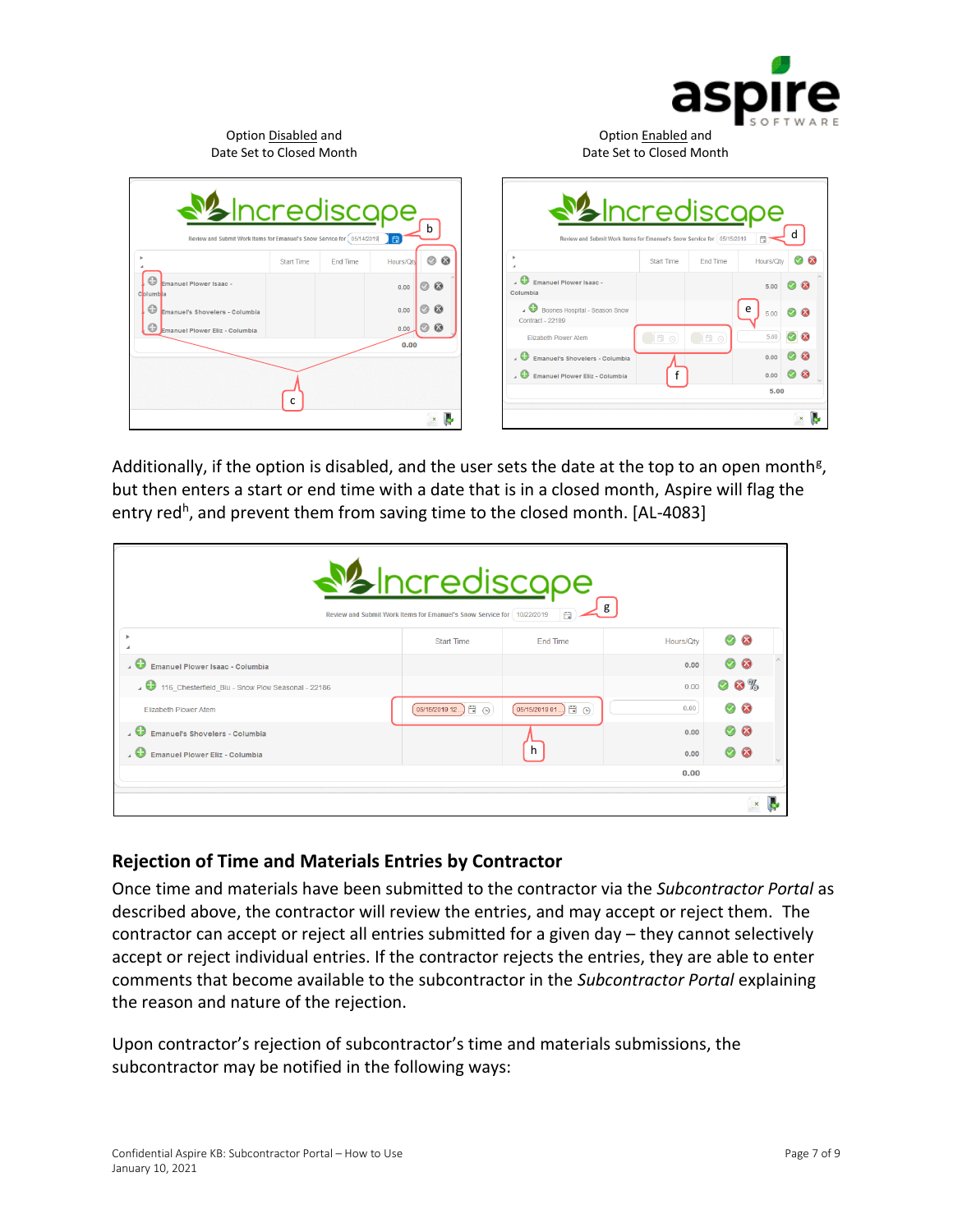Option Disabled and Date Set to Closed Month

Option Enabled and Date Set to Closed Month

Additionally, if the option is disabled, and the user sets the date at the top to an open month[g], but then enters a start or end time with a date that is in a closed month, Aspire will flag the entry red[h], and prevent them from saving time to the closed month. [AL-4083]

## Rejection of Time and Materials Entries by Contractor

Once time and materials have been submitted to the contractor via the *Subcontractor Portal* as described above, the contractor will review the entries, and may accept or reject them. The contractor can accept or reject all entries submitted for a given day – they cannot selectively accept or reject individual entries. If the contractor rejects the entries, they are able to enter comments that become available to the subcontractor in the *Subcontractor Portal* explaining the reason and nature of the rejection.

Upon contractor's rejection of subcontractor's time and materials submissions, the subcontractor may be notified in the following ways: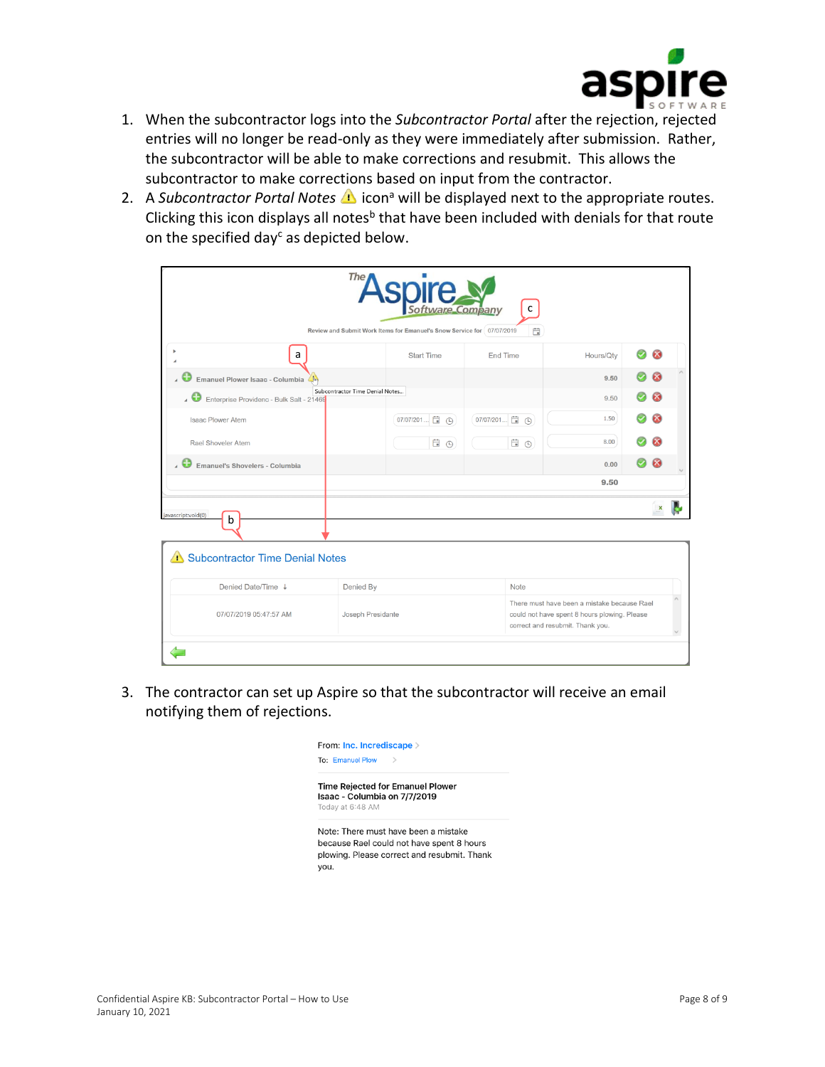1. When the subcontractor logs into the *Subcontractor Portal* after the rejection, rejected entries will no longer be read-only as they were immediately after submission. Rather, the subcontractor will be able to make corrections and resubmit. This allows the subcontractor to make corrections based on input from the contractor.
2. A *Subcontractor Portal Notes* ⚠ icon[a] will be displayed next to the appropriate routes. Clicking this icon displays all notes[b] that have been included with denials for that route on the specified day[c] as depicted below.

3. The contractor can set up Aspire so that the subcontractor will receive an email notifying them of rejections.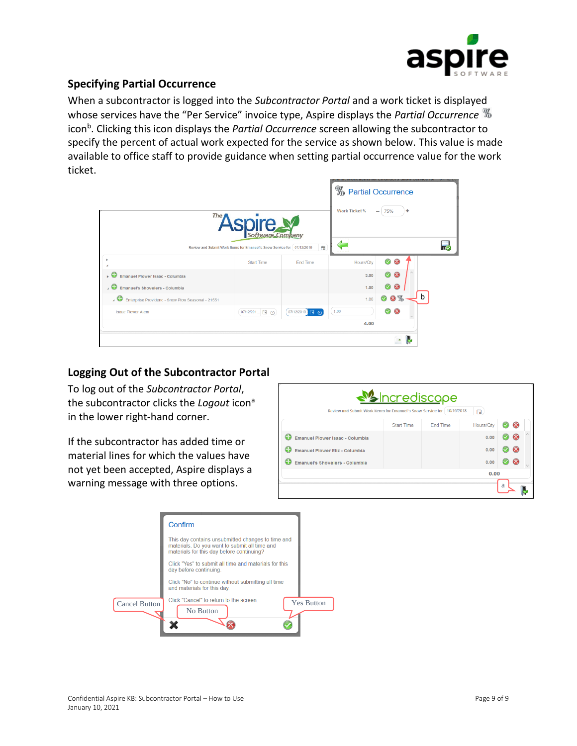## Specifying Partial Occurrence

When a subcontractor is logged into the *Subcontractor Portal* and a work ticket is displayed whose services have the "Per Service" invoice type, Aspire displays the *Partial Occurrence* icon[b]. Clicking this icon displays the *Partial Occurrence* screen allowing the subcontractor to specify the percent of actual work expected for the service as shown below. This value is made available to office staff to provide guidance when setting partial occurrence value for the work ticket.

## Logging Out of the Subcontractor Portal

To log out of the *Subcontractor Portal*, the subcontractor clicks the *Logout* icon[a] in the lower right-hand corner.

If the subcontractor has added time or material lines for which the values have not yet been accepted, Aspire displays a warning message with three options.